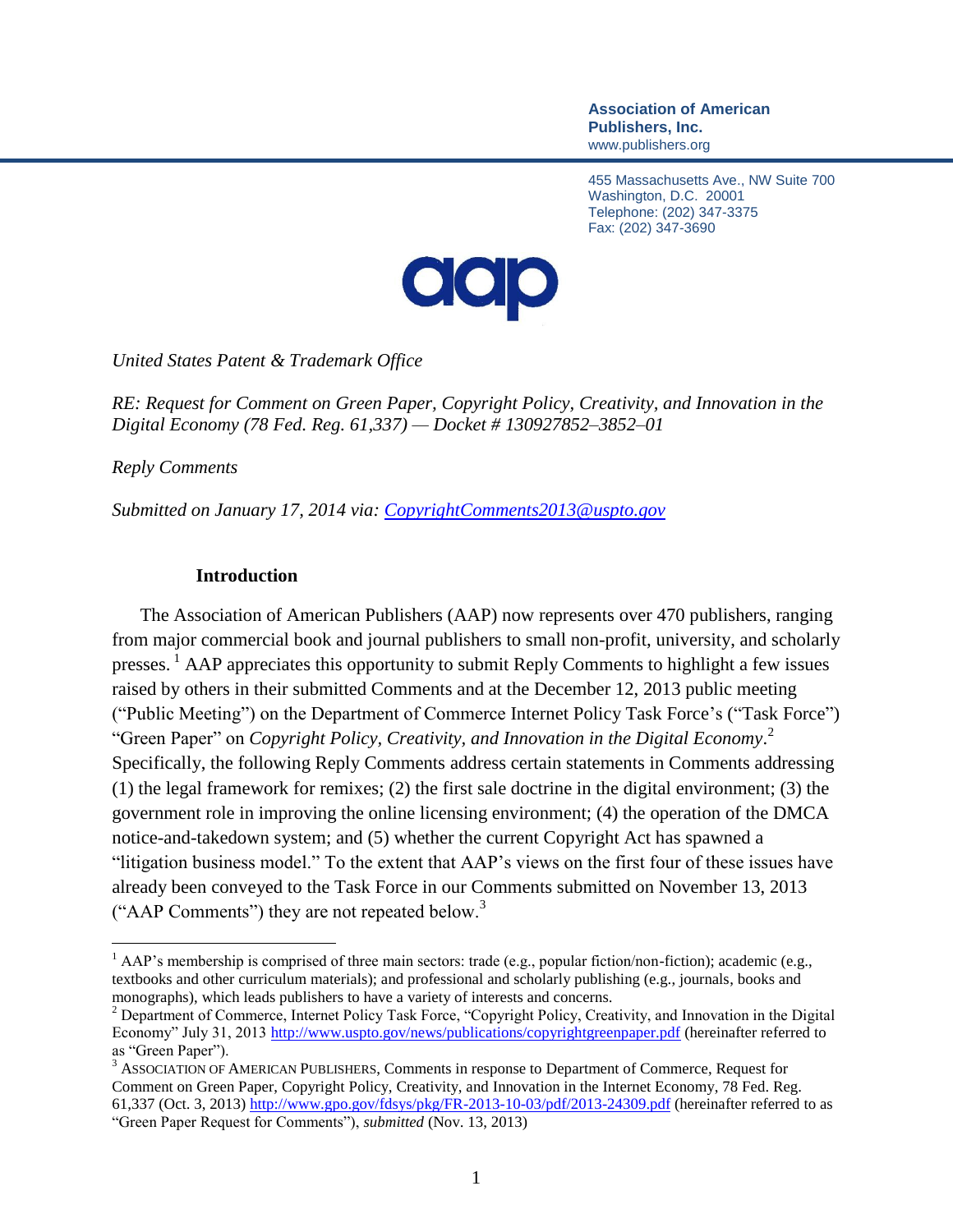**Association of American Publishers, Inc.**
www.publishers.org

455 Massachusetts Ave., NW Suite 700
Washington, D.C. 20001
Telephone: (202) 347-3375
Fax: (202) 347-3690

aap

*United States Patent & Trademark Office*

*RE: Request for Comment on Green Paper, Copyright Policy, Creativity, and Innovation in the Digital Economy (78 Fed. Reg. 61,337) — Docket # 130927852–3852–01*

*Reply Comments*

*Submitted on January 17, 2014 via: [CopyrightComments2013@uspto.gov](mailto:CopyrightComments2013@uspto.gov)*

## Introduction

The Association of American Publishers (AAP) now represents over 470 publishers, ranging from major commercial book and journal publishers to small non-profit, university, and scholarly presses.[1] AAP appreciates this opportunity to submit Reply Comments to highlight a few issues raised by others in their submitted Comments and at the December 12, 2013 public meeting ("Public Meeting") on the Department of Commerce Internet Policy Task Force's ("Task Force") "Green Paper" on *Copyright Policy, Creativity, and Innovation in the Digital Economy*.[2] Specifically, the following Reply Comments address certain statements in Comments addressing (1) the legal framework for remixes; (2) the first sale doctrine in the digital environment; (3) the government role in improving the online licensing environment; (4) the operation of the DMCA notice-and-takedown system; and (5) whether the current Copyright Act has spawned a "litigation business model." To the extent that AAP's views on the first four of these issues have already been conveyed to the Task Force in our Comments submitted on November 13, 2013 ("AAP Comments") they are not repeated below.[3]

---

[1] AAP's membership is comprised of three main sectors: trade (e.g., popular fiction/non-fiction); academic (e.g., textbooks and other curriculum materials); and professional and scholarly publishing (e.g., journals, books and monographs), which leads publishers to have a variety of interests and concerns.

[2] Department of Commerce, Internet Policy Task Force, "Copyright Policy, Creativity, and Innovation in the Digital Economy" July 31, 2013 http://www.uspto.gov/news/publications/copyrightgreenpaper.pdf (hereinafter referred to as "Green Paper").

[3] ASSOCIATION OF AMERICAN PUBLISHERS, Comments in response to Department of Commerce, Request for Comment on Green Paper, Copyright Policy, Creativity, and Innovation in the Internet Economy, 78 Fed. Reg. 61,337 (Oct. 3, 2013) http://www.gpo.gov/fdsys/pkg/FR-2013-10-03/pdf/2013-24309.pdf (hereinafter referred to as "Green Paper Request for Comments"), *submitted* (Nov. 13, 2013)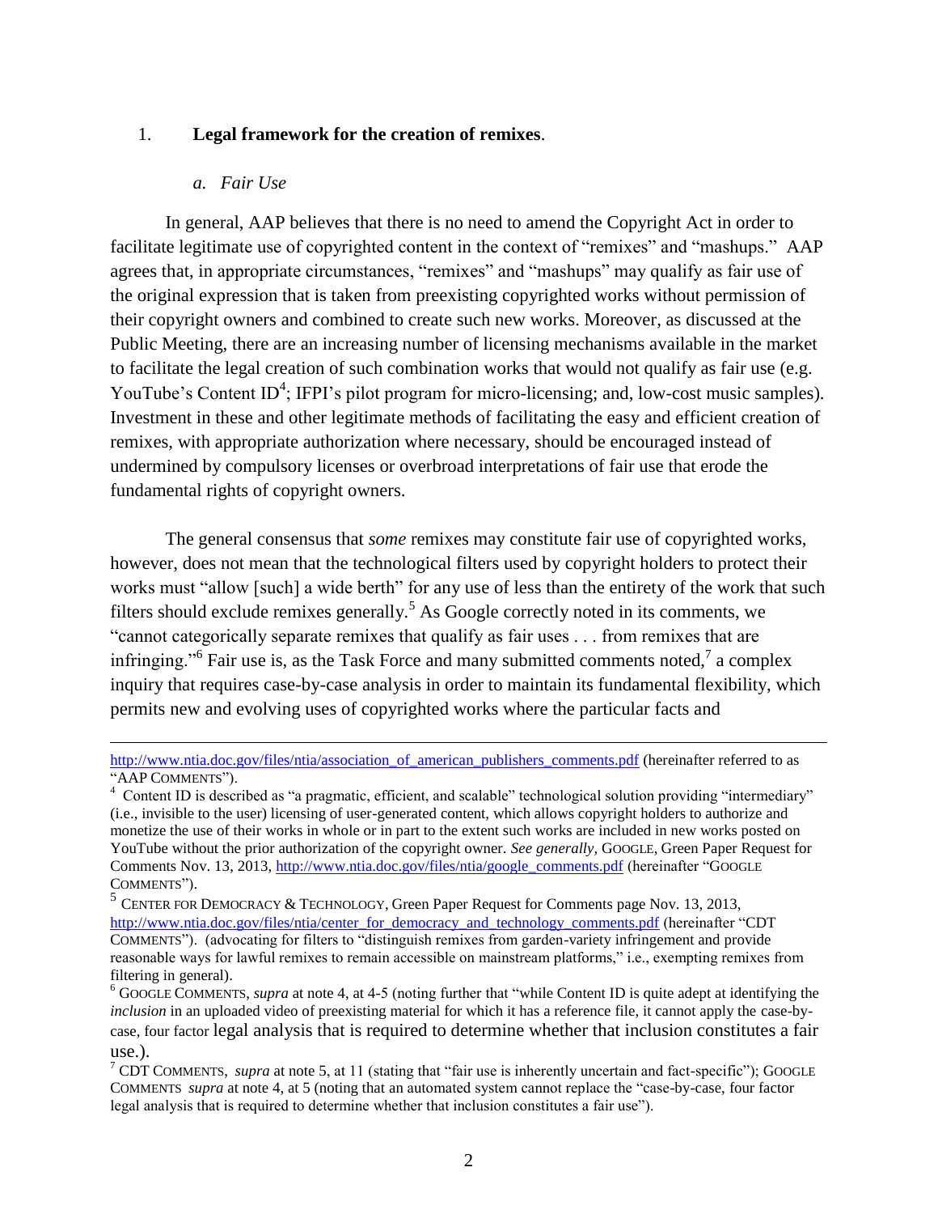1. **Legal framework for the creation of remixes**.

*a. Fair Use*

In general, AAP believes that there is no need to amend the Copyright Act in order to facilitate legitimate use of copyrighted content in the context of "remixes" and "mashups." AAP agrees that, in appropriate circumstances, "remixes" and "mashups" may qualify as fair use of the original expression that is taken from preexisting copyrighted works without permission of their copyright owners and combined to create such new works. Moreover, as discussed at the Public Meeting, there are an increasing number of licensing mechanisms available in the market to facilitate the legal creation of such combination works that would not qualify as fair use (e.g. YouTube's Content ID[4]; IFPI's pilot program for micro-licensing; and, low-cost music samples). Investment in these and other legitimate methods of facilitating the easy and efficient creation of remixes, with appropriate authorization where necessary, should be encouraged instead of undermined by compulsory licenses or overbroad interpretations of fair use that erode the fundamental rights of copyright owners.

The general consensus that *some* remixes may constitute fair use of copyrighted works, however, does not mean that the technological filters used by copyright holders to protect their works must "allow [such] a wide berth" for any use of less than the entirety of the work that such filters should exclude remixes generally.[5] As Google correctly noted in its comments, we "cannot categorically separate remixes that qualify as fair uses . . . from remixes that are infringing."[6] Fair use is, as the Task Force and many submitted comments noted,[7] a complex inquiry that requires case-by-case analysis in order to maintain its fundamental flexibility, which permits new and evolving uses of copyrighted works where the particular facts and

---

http://www.ntia.doc.gov/files/ntia/association_of_american_publishers_comments.pdf (hereinafter referred to as "AAP COMMENTS").

[4] Content ID is described as "a pragmatic, efficient, and scalable" technological solution providing "intermediary" (i.e., invisible to the user) licensing of user-generated content, which allows copyright holders to authorize and monetize the use of their works in whole or in part to the extent such works are included in new works posted on YouTube without the prior authorization of the copyright owner. *See generally,* GOOGLE, Green Paper Request for Comments Nov. 13, 2013, http://www.ntia.doc.gov/files/ntia/google_comments.pdf (hereinafter "GOOGLE COMMENTS").

[5] CENTER FOR DEMOCRACY & TECHNOLOGY, Green Paper Request for Comments page Nov. 13, 2013, http://www.ntia.doc.gov/files/ntia/center_for_democracy_and_technology_comments.pdf (hereinafter "CDT COMMENTS"). (advocating for filters to "distinguish remixes from garden-variety infringement and provide reasonable ways for lawful remixes to remain accessible on mainstream platforms," i.e., exempting remixes from filtering in general).

[6] GOOGLE COMMENTS, *supra* at note 4, at 4-5 (noting further that "while Content ID is quite adept at identifying the *inclusion* in an uploaded video of preexisting material for which it has a reference file, it cannot apply the case-by-case, four factor legal analysis that is required to determine whether that inclusion constitutes a fair use.).

[7] CDT COMMENTS, *supra* at note 5, at 11 (stating that "fair use is inherently uncertain and fact-specific"); GOOGLE COMMENTS *supra* at note 4, at 5 (noting that an automated system cannot replace the "case-by-case, four factor legal analysis that is required to determine whether that inclusion constitutes a fair use").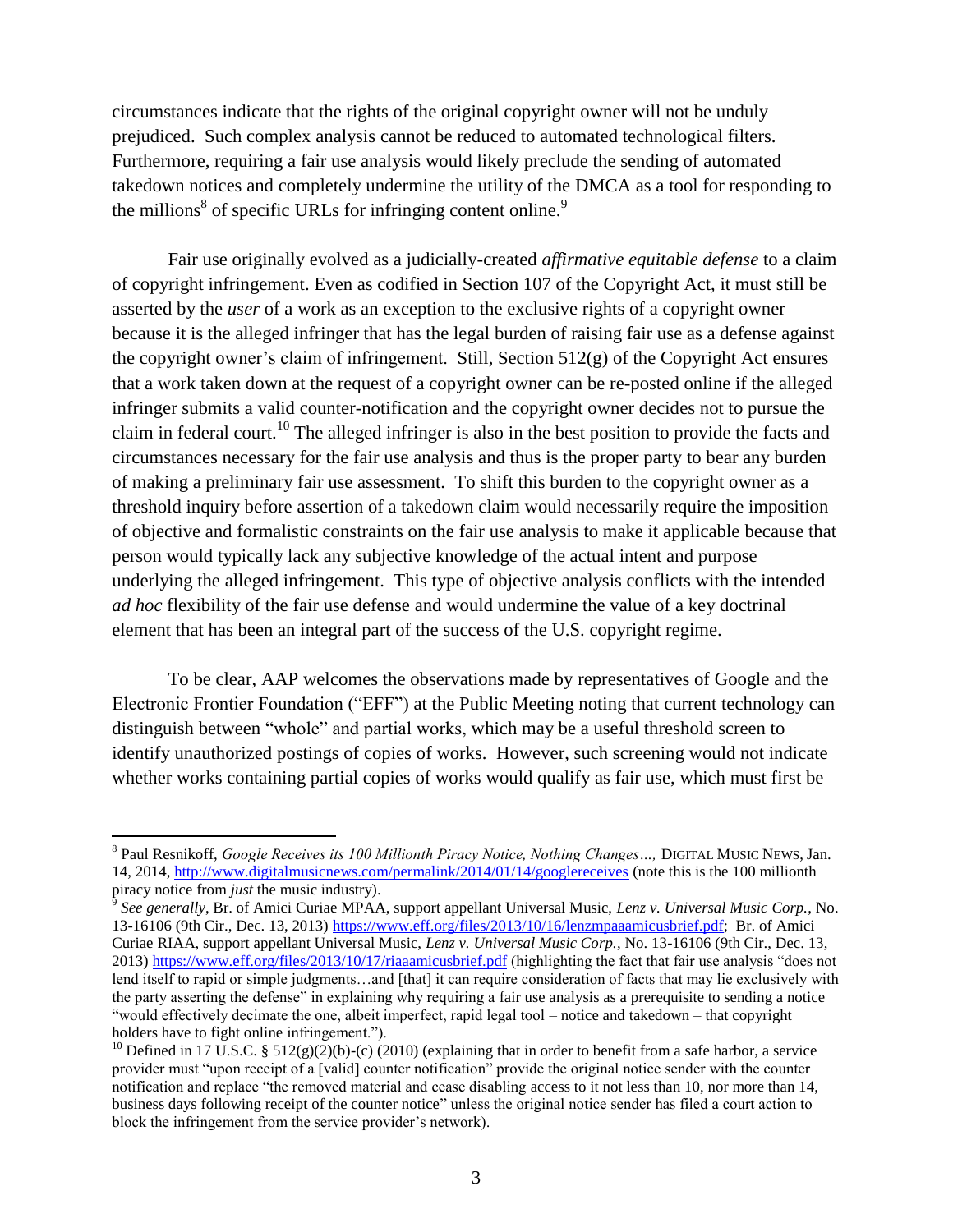circumstances indicate that the rights of the original copyright owner will not be unduly prejudiced. Such complex analysis cannot be reduced to automated technological filters. Furthermore, requiring a fair use analysis would likely preclude the sending of automated takedown notices and completely undermine the utility of the DMCA as a tool for responding to the millions[8] of specific URLs for infringing content online.[9]

Fair use originally evolved as a judicially-created *affirmative equitable defense* to a claim of copyright infringement. Even as codified in Section 107 of the Copyright Act, it must still be asserted by the *user* of a work as an exception to the exclusive rights of a copyright owner because it is the alleged infringer that has the legal burden of raising fair use as a defense against the copyright owner's claim of infringement. Still, Section 512(g) of the Copyright Act ensures that a work taken down at the request of a copyright owner can be re-posted online if the alleged infringer submits a valid counter-notification and the copyright owner decides not to pursue the claim in federal court.[10] The alleged infringer is also in the best position to provide the facts and circumstances necessary for the fair use analysis and thus is the proper party to bear any burden of making a preliminary fair use assessment. To shift this burden to the copyright owner as a threshold inquiry before assertion of a takedown claim would necessarily require the imposition of objective and formalistic constraints on the fair use analysis to make it applicable because that person would typically lack any subjective knowledge of the actual intent and purpose underlying the alleged infringement. This type of objective analysis conflicts with the intended *ad hoc* flexibility of the fair use defense and would undermine the value of a key doctrinal element that has been an integral part of the success of the U.S. copyright regime.

To be clear, AAP welcomes the observations made by representatives of Google and the Electronic Frontier Foundation ("EFF") at the Public Meeting noting that current technology can distinguish between "whole" and partial works, which may be a useful threshold screen to identify unauthorized postings of copies of works. However, such screening would not indicate whether works containing partial copies of works would qualify as fair use, which must first be

---

[8] Paul Resnikoff, *Google Receives its 100 Millionth Piracy Notice, Nothing Changes…,* DIGITAL MUSIC NEWS, Jan. 14, 2014, http://www.digitalmusicnews.com/permalink/2014/01/14/googlereceives (note this is the 100 millionth piracy notice from *just* the music industry).

[9] *See generally*, Br. of Amici Curiae MPAA, support appellant Universal Music, *Lenz v. Universal Music Corp.*, No. 13-16106 (9th Cir., Dec. 13, 2013) https://www.eff.org/files/2013/10/16/lenzmpaaamicusbrief.pdf; Br. of Amici Curiae RIAA, support appellant Universal Music, *Lenz v. Universal Music Corp.*, No. 13-16106 (9th Cir., Dec. 13, 2013) https://www.eff.org/files/2013/10/17/riaaamicusbrief.pdf (highlighting the fact that fair use analysis "does not lend itself to rapid or simple judgments…and [that] it can require consideration of facts that may lie exclusively with the party asserting the defense" in explaining why requiring a fair use analysis as a prerequisite to sending a notice "would effectively decimate the one, albeit imperfect, rapid legal tool – notice and takedown – that copyright holders have to fight online infringement.").

[10] Defined in 17 U.S.C. § 512(g)(2)(b)-(c) (2010) (explaining that in order to benefit from a safe harbor, a service provider must "upon receipt of a [valid] counter notification" provide the original notice sender with the counter notification and replace "the removed material and cease disabling access to it not less than 10, nor more than 14, business days following receipt of the counter notice" unless the original notice sender has filed a court action to block the infringement from the service provider's network).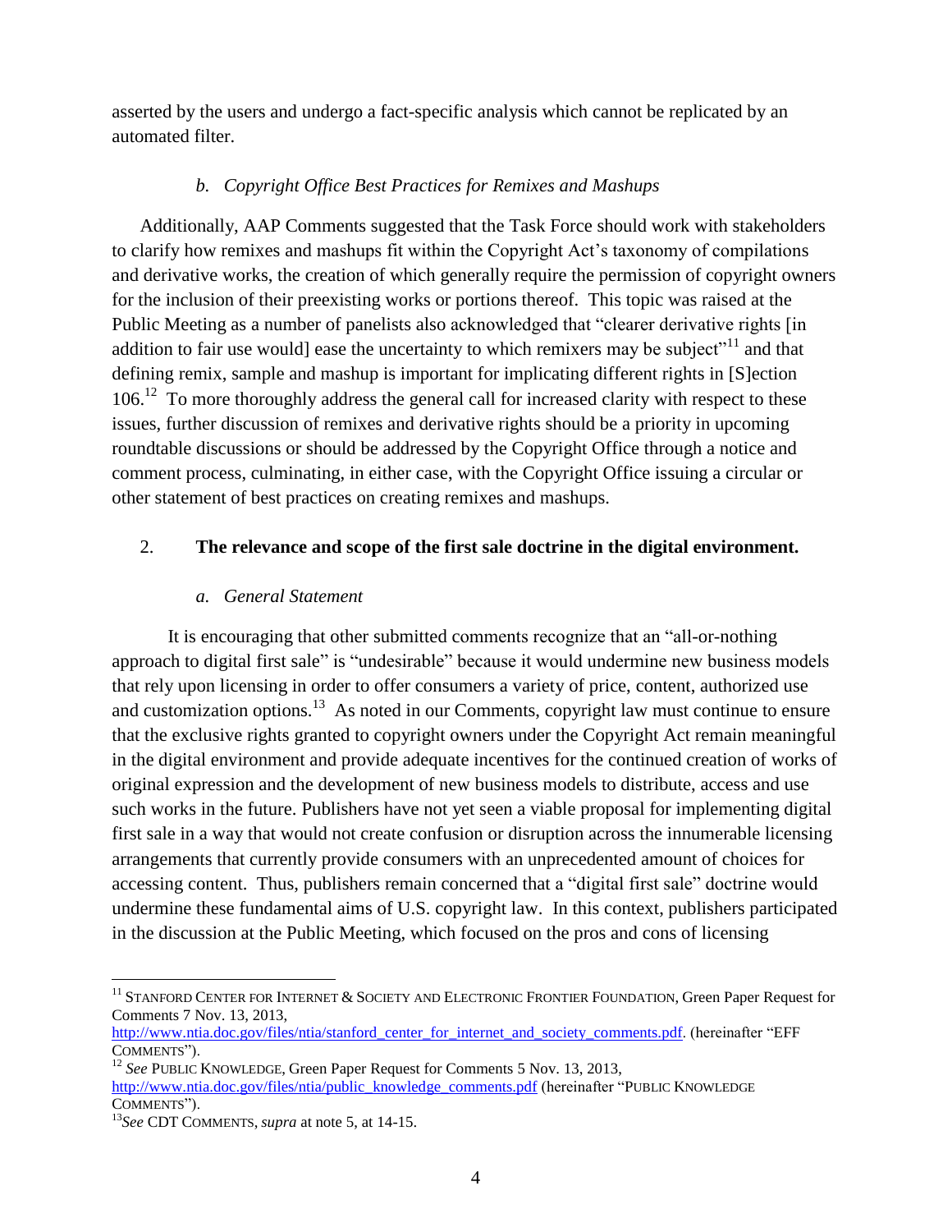asserted by the users and undergo a fact-specific analysis which cannot be replicated by an automated filter.

### *b. Copyright Office Best Practices for Remixes and Mashups*

Additionally, AAP Comments suggested that the Task Force should work with stakeholders to clarify how remixes and mashups fit within the Copyright Act's taxonomy of compilations and derivative works, the creation of which generally require the permission of copyright owners for the inclusion of their preexisting works or portions thereof. This topic was raised at the Public Meeting as a number of panelists also acknowledged that "clearer derivative rights [in addition to fair use would] ease the uncertainty to which remixers may be subject"[11] and that defining remix, sample and mashup is important for implicating different rights in [S]ection 106.[12] To more thoroughly address the general call for increased clarity with respect to these issues, further discussion of remixes and derivative rights should be a priority in upcoming roundtable discussions or should be addressed by the Copyright Office through a notice and comment process, culminating, in either case, with the Copyright Office issuing a circular or other statement of best practices on creating remixes and mashups.

## 2. **The relevance and scope of the first sale doctrine in the digital environment.**

### *a. General Statement*

It is encouraging that other submitted comments recognize that an "all-or-nothing approach to digital first sale" is "undesirable" because it would undermine new business models that rely upon licensing in order to offer consumers a variety of price, content, authorized use and customization options.[13] As noted in our Comments, copyright law must continue to ensure that the exclusive rights granted to copyright owners under the Copyright Act remain meaningful in the digital environment and provide adequate incentives for the continued creation of works of original expression and the development of new business models to distribute, access and use such works in the future. Publishers have not yet seen a viable proposal for implementing digital first sale in a way that would not create confusion or disruption across the innumerable licensing arrangements that currently provide consumers with an unprecedented amount of choices for accessing content. Thus, publishers remain concerned that a "digital first sale" doctrine would undermine these fundamental aims of U.S. copyright law. In this context, publishers participated in the discussion at the Public Meeting, which focused on the pros and cons of licensing

---

[11] STANFORD CENTER FOR INTERNET & SOCIETY AND ELECTRONIC FRONTIER FOUNDATION, Green Paper Request for Comments 7 Nov. 13, 2013, http://www.ntia.doc.gov/files/ntia/stanford_center_for_internet_and_society_comments.pdf. (hereinafter "EFF COMMENTS").

[12] *See* PUBLIC KNOWLEDGE, Green Paper Request for Comments 5 Nov. 13, 2013, http://www.ntia.doc.gov/files/ntia/public_knowledge_comments.pdf (hereinafter "PUBLIC KNOWLEDGE COMMENTS").

[13] *See* CDT COMMENTS, *supra* at note 5, at 14-15.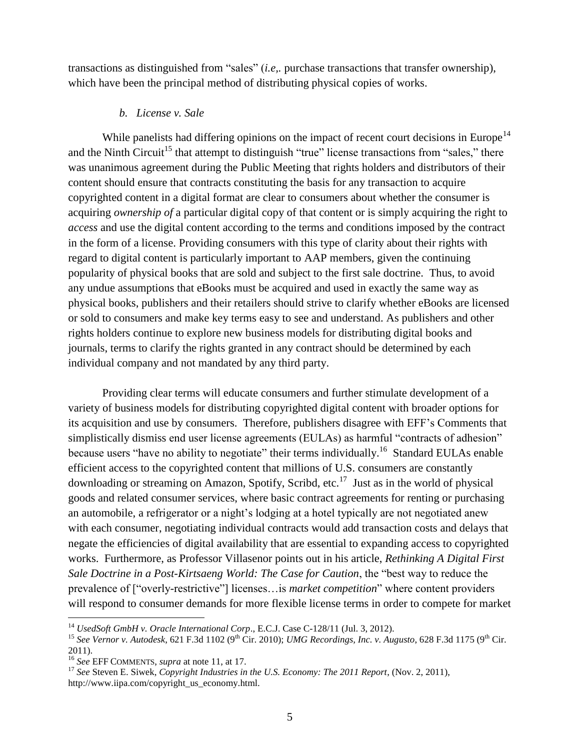transactions as distinguished from "sales" (*i.e,.* purchase transactions that transfer ownership), which have been the principal method of distributing physical copies of works.

### *b. License v. Sale*

While panelists had differing opinions on the impact of recent court decisions in Europe[14] and the Ninth Circuit[15] that attempt to distinguish "true" license transactions from "sales," there was unanimous agreement during the Public Meeting that rights holders and distributors of their content should ensure that contracts constituting the basis for any transaction to acquire copyrighted content in a digital format are clear to consumers about whether the consumer is acquiring *ownership of* a particular digital copy of that content or is simply acquiring the right to *access* and use the digital content according to the terms and conditions imposed by the contract in the form of a license. Providing consumers with this type of clarity about their rights with regard to digital content is particularly important to AAP members, given the continuing popularity of physical books that are sold and subject to the first sale doctrine. Thus, to avoid any undue assumptions that eBooks must be acquired and used in exactly the same way as physical books, publishers and their retailers should strive to clarify whether eBooks are licensed or sold to consumers and make key terms easy to see and understand. As publishers and other rights holders continue to explore new business models for distributing digital books and journals, terms to clarify the rights granted in any contract should be determined by each individual company and not mandated by any third party.

Providing clear terms will educate consumers and further stimulate development of a variety of business models for distributing copyrighted digital content with broader options for its acquisition and use by consumers. Therefore, publishers disagree with EFF's Comments that simplistically dismiss end user license agreements (EULAs) as harmful "contracts of adhesion" because users "have no ability to negotiate" their terms individually.[16] Standard EULAs enable efficient access to the copyrighted content that millions of U.S. consumers are constantly downloading or streaming on Amazon, Spotify, Scribd, etc.[17] Just as in the world of physical goods and related consumer services, where basic contract agreements for renting or purchasing an automobile, a refrigerator or a night's lodging at a hotel typically are not negotiated anew with each consumer, negotiating individual contracts would add transaction costs and delays that negate the efficiencies of digital availability that are essential to expanding access to copyrighted works. Furthermore, as Professor Villasenor points out in his article, *Rethinking A Digital First Sale Doctrine in a Post-Kirtsaeng World: The Case for Caution*, the "best way to reduce the prevalence of ["overly-restrictive"] licenses…is *market competition*" where content providers will respond to consumer demands for more flexible license terms in order to compete for market

---

[14] *UsedSoft GmbH v. Oracle International Corp*., E.C.J. Case C-128/11 (Jul. 3, 2012).

[15] *See Vernor v. Autodesk*, 621 F.3d 1102 (9th Cir. 2010); *UMG Recordings, Inc. v. Augusto*, 628 F.3d 1175 (9th Cir. 2011).

[16] *See* EFF COMMENTS, *supra* at note 11, at 17.

[17] *See* Steven E. Siwek, *Copyright Industries in the U.S. Economy: The 2011 Report*, (Nov. 2, 2011), http://www.iipa.com/copyright_us_economy.html.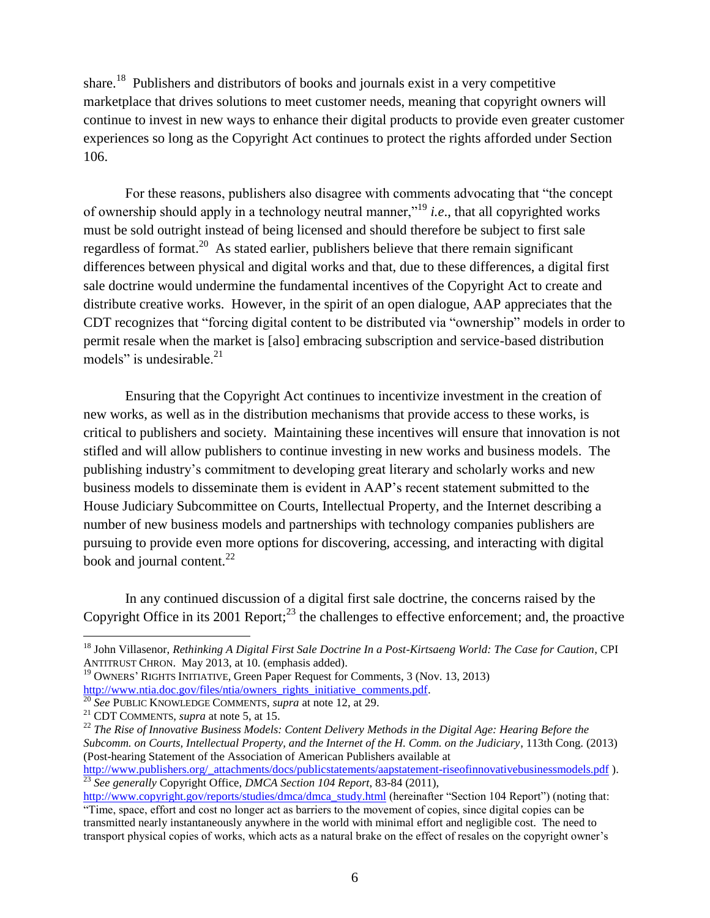share.[18] Publishers and distributors of books and journals exist in a very competitive marketplace that drives solutions to meet customer needs, meaning that copyright owners will continue to invest in new ways to enhance their digital products to provide even greater customer experiences so long as the Copyright Act continues to protect the rights afforded under Section 106.

For these reasons, publishers also disagree with comments advocating that "the concept of ownership should apply in a technology neutral manner,"[19] *i.e.*, that all copyrighted works must be sold outright instead of being licensed and should therefore be subject to first sale regardless of format.[20] As stated earlier, publishers believe that there remain significant differences between physical and digital works and that, due to these differences, a digital first sale doctrine would undermine the fundamental incentives of the Copyright Act to create and distribute creative works. However, in the spirit of an open dialogue, AAP appreciates that the CDT recognizes that "forcing digital content to be distributed via "ownership" models in order to permit resale when the market is [also] embracing subscription and service-based distribution models" is undesirable.[21]

Ensuring that the Copyright Act continues to incentivize investment in the creation of new works, as well as in the distribution mechanisms that provide access to these works, is critical to publishers and society. Maintaining these incentives will ensure that innovation is not stifled and will allow publishers to continue investing in new works and business models. The publishing industry's commitment to developing great literary and scholarly works and new business models to disseminate them is evident in AAP's recent statement submitted to the House Judiciary Subcommittee on Courts, Intellectual Property, and the Internet describing a number of new business models and partnerships with technology companies publishers are pursuing to provide even more options for discovering, accessing, and interacting with digital book and journal content.[22]

In any continued discussion of a digital first sale doctrine, the concerns raised by the Copyright Office in its 2001 Report;[23] the challenges to effective enforcement; and, the proactive

---

[18] John Villasenor, *Rethinking A Digital First Sale Doctrine In a Post-Kirtsaeng World: The Case for Caution*, CPI ANTITRUST CHRON. May 2013, at 10. (emphasis added).

[19] OWNERS' RIGHTS INITIATIVE, Green Paper Request for Comments, 3 (Nov. 13, 2013) http://www.ntia.doc.gov/files/ntia/owners_rights_initiative_comments.pdf.

[20] *See* PUBLIC KNOWLEDGE COMMENTS, *supra* at note 12, at 29.

[21] CDT COMMENTS, *supra* at note 5, at 15.

[22] *The Rise of Innovative Business Models: Content Delivery Methods in the Digital Age: Hearing Before the Subcomm. on Courts, Intellectual Property, and the Internet of the H. Comm. on the Judiciary*, 113th Cong. (2013) (Post-hearing Statement of the Association of American Publishers available at http://www.publishers.org/_attachments/docs/publicstatements/aapstatement-riseofinnovativebusinessmodels.pdf ).

[23] *See generally* Copyright Office, *DMCA Section 104 Report*, 83-84 (2011), http://www.copyright.gov/reports/studies/dmca/dmca_study.html (hereinafter "Section 104 Report") (noting that: "Time, space, effort and cost no longer act as barriers to the movement of copies, since digital copies can be transmitted nearly instantaneously anywhere in the world with minimal effort and negligible cost. The need to transport physical copies of works, which acts as a natural brake on the effect of resales on the copyright owner's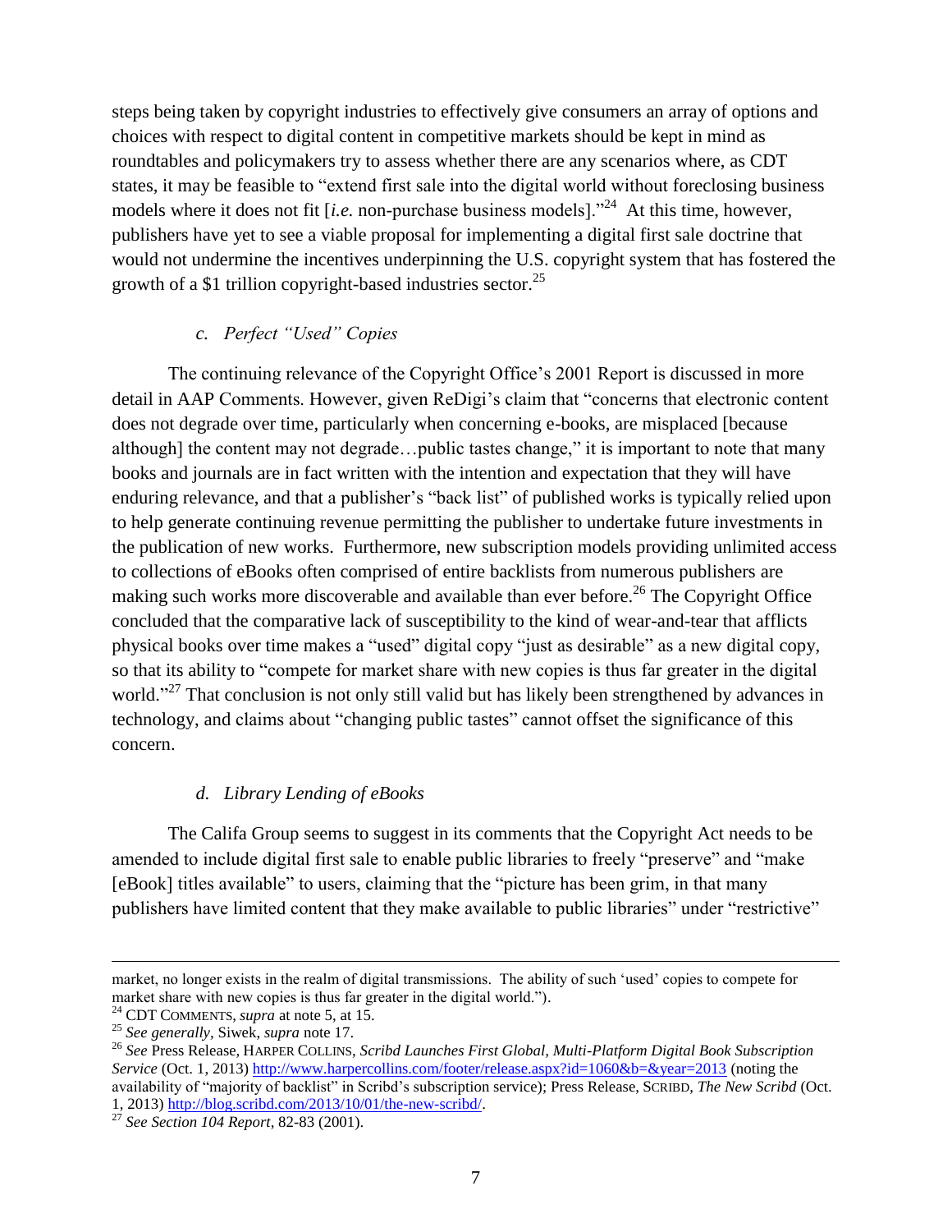steps being taken by copyright industries to effectively give consumers an array of options and choices with respect to digital content in competitive markets should be kept in mind as roundtables and policymakers try to assess whether there are any scenarios where, as CDT states, it may be feasible to "extend first sale into the digital world without foreclosing business models where it does not fit [*i.e.* non-purchase business models]."[24] At this time, however, publishers have yet to see a viable proposal for implementing a digital first sale doctrine that would not undermine the incentives underpinning the U.S. copyright system that has fostered the growth of a $1 trillion copyright-based industries sector.[25]

### *c. Perfect "Used" Copies*

The continuing relevance of the Copyright Office's 2001 Report is discussed in more detail in AAP Comments. However, given ReDigi's claim that "concerns that electronic content does not degrade over time, particularly when concerning e-books, are misplaced [because although] the content may not degrade…public tastes change," it is important to note that many books and journals are in fact written with the intention and expectation that they will have enduring relevance, and that a publisher's "back list" of published works is typically relied upon to help generate continuing revenue permitting the publisher to undertake future investments in the publication of new works. Furthermore, new subscription models providing unlimited access to collections of eBooks often comprised of entire backlists from numerous publishers are making such works more discoverable and available than ever before.[26] The Copyright Office concluded that the comparative lack of susceptibility to the kind of wear-and-tear that afflicts physical books over time makes a "used" digital copy "just as desirable" as a new digital copy, so that its ability to "compete for market share with new copies is thus far greater in the digital world."[27] That conclusion is not only still valid but has likely been strengthened by advances in technology, and claims about "changing public tastes" cannot offset the significance of this concern.

### *d. Library Lending of eBooks*

The Califa Group seems to suggest in its comments that the Copyright Act needs to be amended to include digital first sale to enable public libraries to freely "preserve" and "make [eBook] titles available" to users, claiming that the "picture has been grim, in that many publishers have limited content that they make available to public libraries" under "restrictive"

---

market, no longer exists in the realm of digital transmissions. The ability of such 'used' copies to compete for market share with new copies is thus far greater in the digital world.").

[24] CDT COMMENTS, *supra* at note 5, at 15.

[25] *See generally*, Siwek, *supra* note 17.

[26] *See* Press Release, HARPER COLLINS, *Scribd Launches First Global, Multi-Platform Digital Book Subscription Service* (Oct. 1, 2013) http://www.harpercollins.com/footer/release.aspx?id=1060&b=&year=2013 (noting the availability of "majority of backlist" in Scribd's subscription service); Press Release, SCRIBD, *The New Scribd* (Oct. 1, 2013) http://blog.scribd.com/2013/10/01/the-new-scribd/.

[27] *See Section 104 Report*, 82-83 (2001).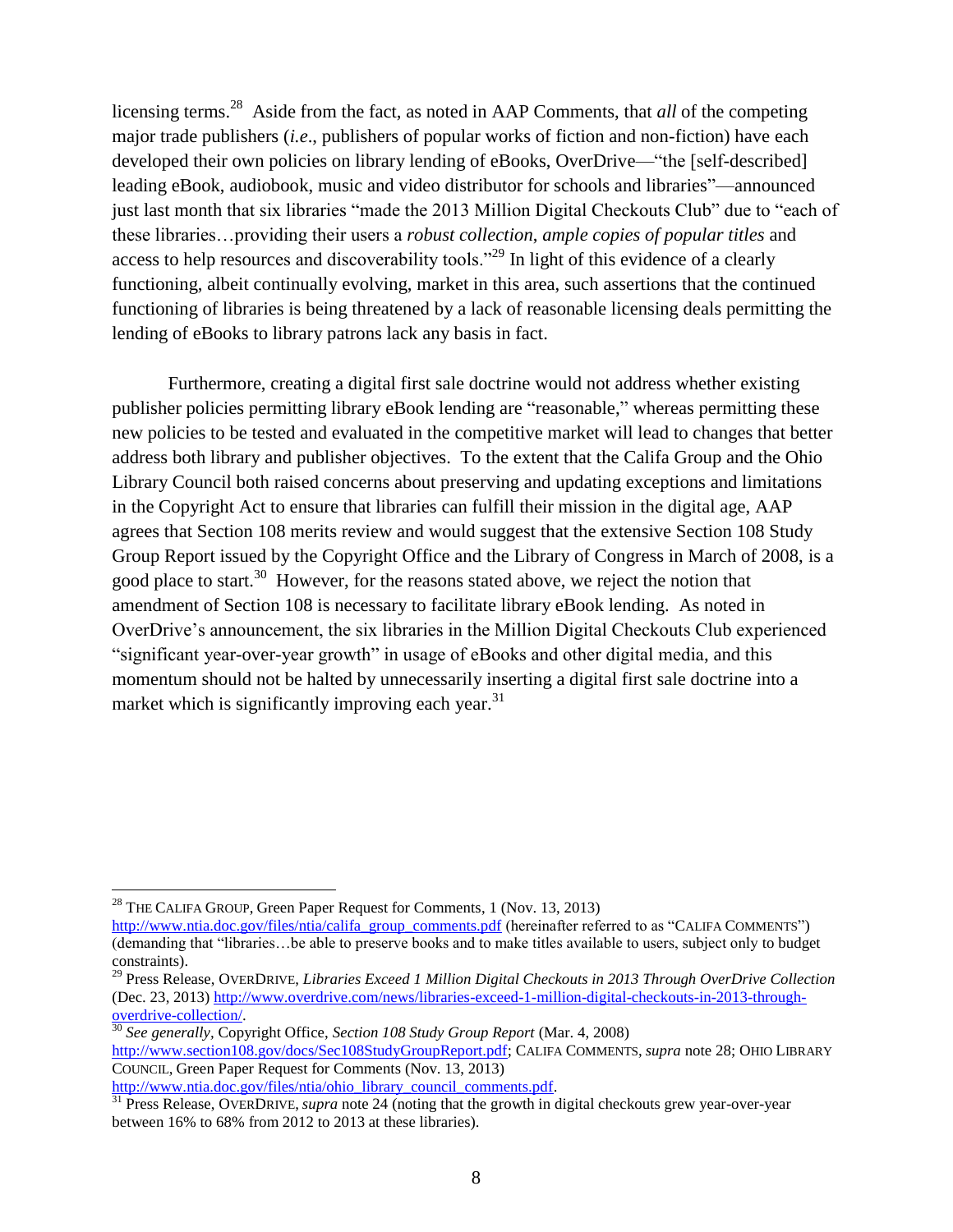licensing terms.[28] Aside from the fact, as noted in AAP Comments, that *all* of the competing major trade publishers (*i.e*., publishers of popular works of fiction and non-fiction) have each developed their own policies on library lending of eBooks, OverDrive—"the [self-described] leading eBook, audiobook, music and video distributor for schools and libraries"—announced just last month that six libraries "made the 2013 Million Digital Checkouts Club" due to "each of these libraries…providing their users a *robust collection*, *ample copies of popular titles* and access to help resources and discoverability tools."[29] In light of this evidence of a clearly functioning, albeit continually evolving, market in this area, such assertions that the continued functioning of libraries is being threatened by a lack of reasonable licensing deals permitting the lending of eBooks to library patrons lack any basis in fact.

Furthermore, creating a digital first sale doctrine would not address whether existing publisher policies permitting library eBook lending are "reasonable," whereas permitting these new policies to be tested and evaluated in the competitive market will lead to changes that better address both library and publisher objectives. To the extent that the Califa Group and the Ohio Library Council both raised concerns about preserving and updating exceptions and limitations in the Copyright Act to ensure that libraries can fulfill their mission in the digital age, AAP agrees that Section 108 merits review and would suggest that the extensive Section 108 Study Group Report issued by the Copyright Office and the Library of Congress in March of 2008, is a good place to start.[30] However, for the reasons stated above, we reject the notion that amendment of Section 108 is necessary to facilitate library eBook lending. As noted in OverDrive's announcement, the six libraries in the Million Digital Checkouts Club experienced "significant year-over-year growth" in usage of eBooks and other digital media, and this momentum should not be halted by unnecessarily inserting a digital first sale doctrine into a market which is significantly improving each year.[31]

---

[28] THE CALIFA GROUP, Green Paper Request for Comments, 1 (Nov. 13, 2013) http://www.ntia.doc.gov/files/ntia/califa_group_comments.pdf (hereinafter referred to as "CALIFA COMMENTS") (demanding that "libraries…be able to preserve books and to make titles available to users, subject only to budget constraints).

[29] Press Release, OVERDRIVE, *Libraries Exceed 1 Million Digital Checkouts in 2013 Through OverDrive Collection* (Dec. 23, 2013) http://www.overdrive.com/news/libraries-exceed-1-million-digital-checkouts-in-2013-through-overdrive-collection/.

[30] *See generally*, Copyright Office, *Section 108 Study Group Report* (Mar. 4, 2008) http://www.section108.gov/docs/Sec108StudyGroupReport.pdf; CALIFA COMMENTS, *supra* note 28; OHIO LIBRARY COUNCIL, Green Paper Request for Comments (Nov. 13, 2013) http://www.ntia.doc.gov/files/ntia/ohio_library_council_comments.pdf.

[31] Press Release, OVERDRIVE, *supra* note 24 (noting that the growth in digital checkouts grew year-over-year between 16% to 68% from 2012 to 2013 at these libraries).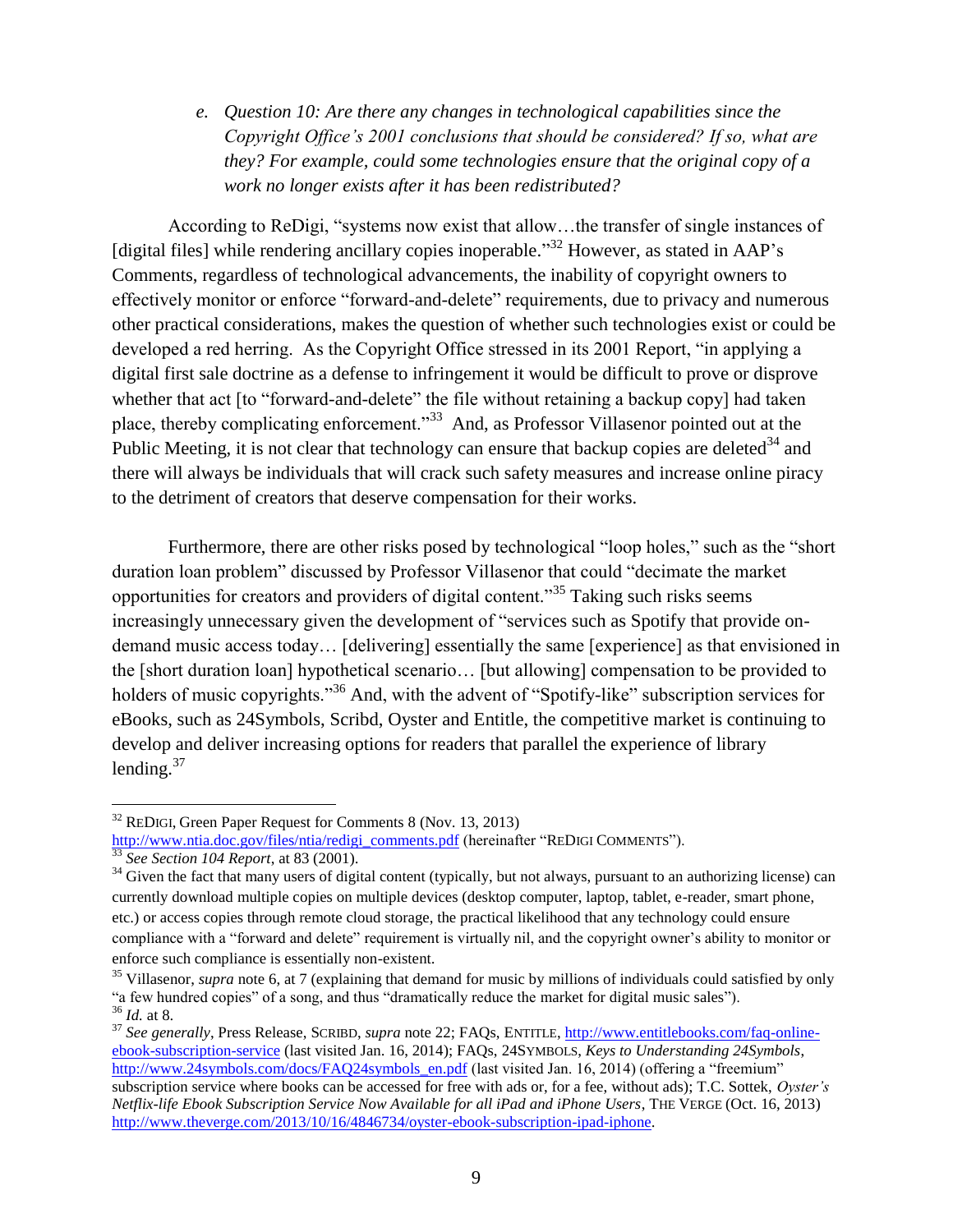*e. Question 10: Are there any changes in technological capabilities since the Copyright Office's 2001 conclusions that should be considered? If so, what are they? For example, could some technologies ensure that the original copy of a work no longer exists after it has been redistributed?*

According to ReDigi, "systems now exist that allow…the transfer of single instances of [digital files] while rendering ancillary copies inoperable."[32] However, as stated in AAP's Comments, regardless of technological advancements, the inability of copyright owners to effectively monitor or enforce "forward-and-delete" requirements, due to privacy and numerous other practical considerations, makes the question of whether such technologies exist or could be developed a red herring. As the Copyright Office stressed in its 2001 Report, "in applying a digital first sale doctrine as a defense to infringement it would be difficult to prove or disprove whether that act [to "forward-and-delete" the file without retaining a backup copy] had taken place, thereby complicating enforcement."[33] And, as Professor Villasenor pointed out at the Public Meeting, it is not clear that technology can ensure that backup copies are deleted[34] and there will always be individuals that will crack such safety measures and increase online piracy to the detriment of creators that deserve compensation for their works.

Furthermore, there are other risks posed by technological "loop holes," such as the "short duration loan problem" discussed by Professor Villasenor that could "decimate the market opportunities for creators and providers of digital content."[35] Taking such risks seems increasingly unnecessary given the development of "services such as Spotify that provide on-demand music access today… [delivering] essentially the same [experience] as that envisioned in the [short duration loan] hypothetical scenario… [but allowing] compensation to be provided to holders of music copyrights."[36] And, with the advent of "Spotify-like" subscription services for eBooks, such as 24Symbols, Scribd, Oyster and Entitle, the competitive market is continuing to develop and deliver increasing options for readers that parallel the experience of library lending.[37]

---

[32] REDIGI, Green Paper Request for Comments 8 (Nov. 13, 2013) http://www.ntia.doc.gov/files/ntia/redigi_comments.pdf (hereinafter "REDIGI COMMENTS").

[33] *See Section 104 Report*, at 83 (2001).

[34] Given the fact that many users of digital content (typically, but not always, pursuant to an authorizing license) can currently download multiple copies on multiple devices (desktop computer, laptop, tablet, e-reader, smart phone, etc.) or access copies through remote cloud storage, the practical likelihood that any technology could ensure compliance with a "forward and delete" requirement is virtually nil, and the copyright owner's ability to monitor or enforce such compliance is essentially non-existent.

[35] Villasenor, *supra* note 6, at 7 (explaining that demand for music by millions of individuals could satisfied by only "a few hundred copies" of a song, and thus "dramatically reduce the market for digital music sales").

[36] *Id.* at 8.

[37] *See generally*, Press Release, SCRIBD, *supra* note 22; FAQs, ENTITLE, http://www.entitlebooks.com/faq-online-ebook-subscription-service (last visited Jan. 16, 2014); FAQs, 24SYMBOLS, *Keys to Understanding 24Symbols*, http://www.24symbols.com/docs/FAQ24symbols_en.pdf (last visited Jan. 16, 2014) (offering a "freemium" subscription service where books can be accessed for free with ads or, for a fee, without ads); T.C. Sottek, *Oyster's Netflix-life Ebook Subscription Service Now Available for all iPad and iPhone Users*, THE VERGE (Oct. 16, 2013) http://www.theverge.com/2013/10/16/4846734/oyster-ebook-subscription-ipad-iphone.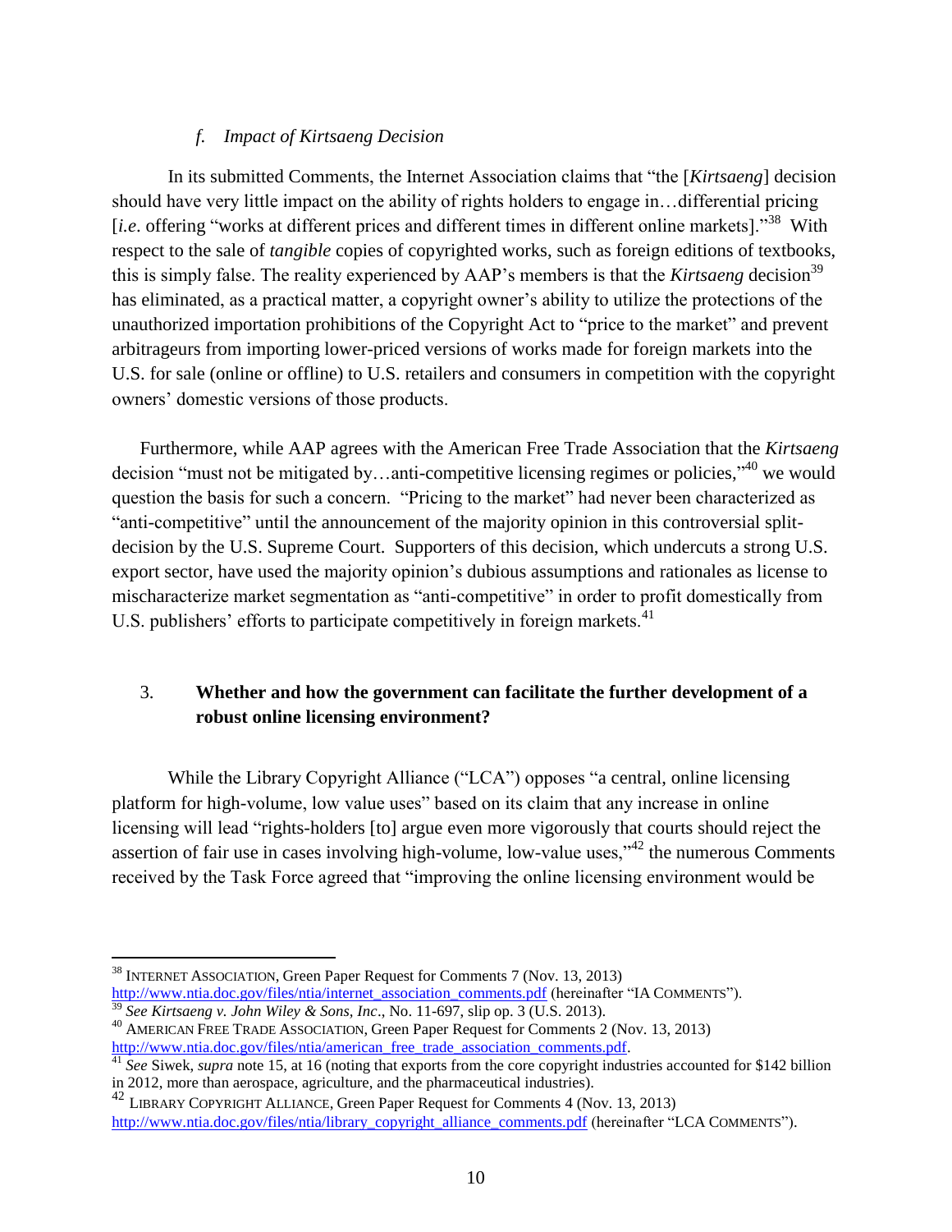### *f. Impact of Kirtsaeng Decision*

In its submitted Comments, the Internet Association claims that "the [*Kirtsaeng*] decision should have very little impact on the ability of rights holders to engage in…differential pricing [*i.e*. offering "works at different prices and different times in different online markets]."[38] With respect to the sale of *tangible* copies of copyrighted works, such as foreign editions of textbooks, this is simply false. The reality experienced by AAP's members is that the *Kirtsaeng* decision[39] has eliminated, as a practical matter, a copyright owner's ability to utilize the protections of the unauthorized importation prohibitions of the Copyright Act to "price to the market" and prevent arbitrageurs from importing lower-priced versions of works made for foreign markets into the U.S. for sale (online or offline) to U.S. retailers and consumers in competition with the copyright owners' domestic versions of those products.

Furthermore, while AAP agrees with the American Free Trade Association that the *Kirtsaeng* decision "must not be mitigated by…anti-competitive licensing regimes or policies,"[40] we would question the basis for such a concern. "Pricing to the market" had never been characterized as "anti-competitive" until the announcement of the majority opinion in this controversial split-decision by the U.S. Supreme Court. Supporters of this decision, which undercuts a strong U.S. export sector, have used the majority opinion's dubious assumptions and rationales as license to mischaracterize market segmentation as "anti-competitive" in order to profit domestically from U.S. publishers' efforts to participate competitively in foreign markets.[41]

## 3. **Whether and how the government can facilitate the further development of a robust online licensing environment?**

While the Library Copyright Alliance ("LCA") opposes "a central, online licensing platform for high-volume, low value uses" based on its claim that any increase in online licensing will lead "rights-holders [to] argue even more vigorously that courts should reject the assertion of fair use in cases involving high-volume, low-value uses,"[42] the numerous Comments received by the Task Force agreed that "improving the online licensing environment would be

---

[38] INTERNET ASSOCIATION, Green Paper Request for Comments 7 (Nov. 13, 2013) http://www.ntia.doc.gov/files/ntia/internet_association_comments.pdf (hereinafter "IA COMMENTS").

[39] *See Kirtsaeng v. John Wiley & Sons, Inc*., No. 11-697, slip op. 3 (U.S. 2013).

[40] AMERICAN FREE TRADE ASSOCIATION, Green Paper Request for Comments 2 (Nov. 13, 2013) http://www.ntia.doc.gov/files/ntia/american_free_trade_association_comments.pdf.

[41] *See* Siwek, *supra* note 15, at 16 (noting that exports from the core copyright industries accounted for $142 billion in 2012, more than aerospace, agriculture, and the pharmaceutical industries).

[42] LIBRARY COPYRIGHT ALLIANCE, Green Paper Request for Comments 4 (Nov. 13, 2013) http://www.ntia.doc.gov/files/ntia/library_copyright_alliance_comments.pdf (hereinafter "LCA COMMENTS").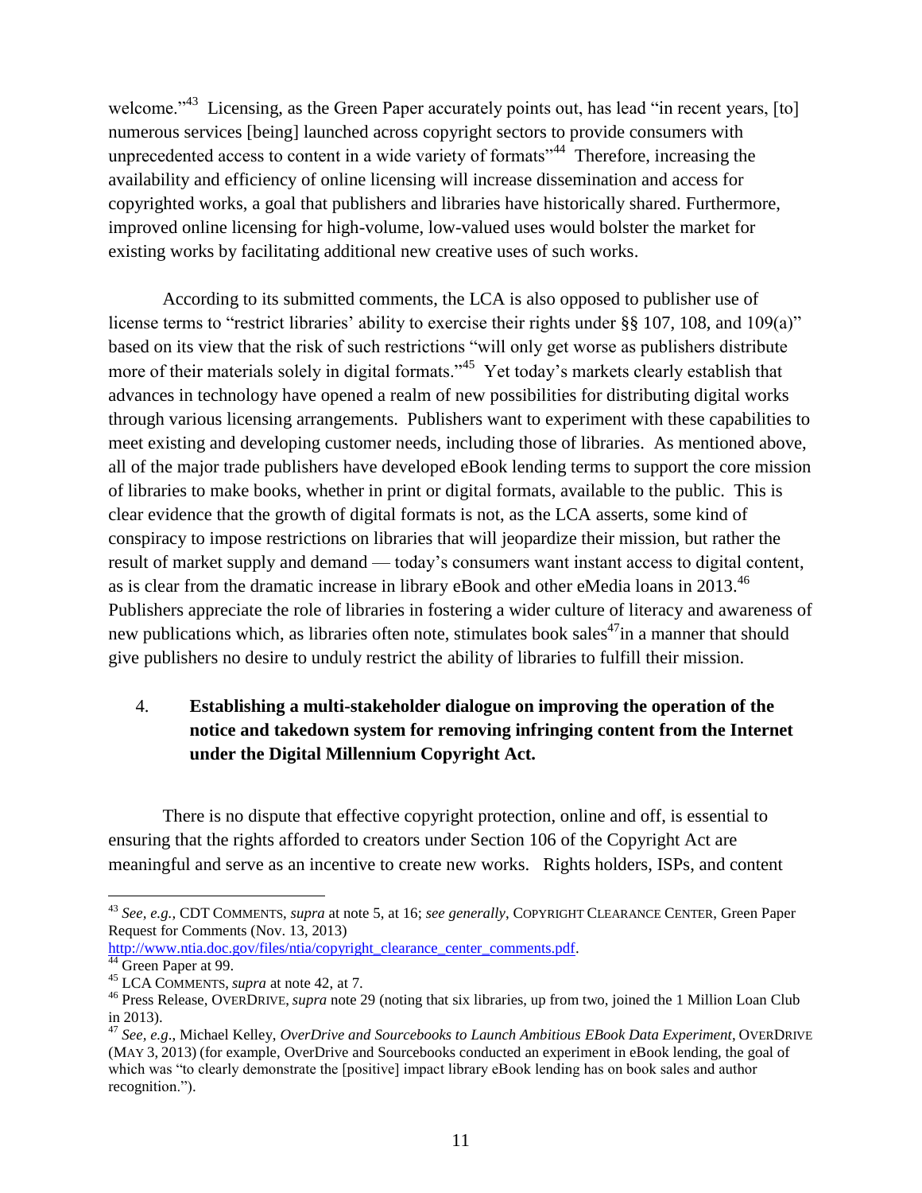welcome."[43] Licensing, as the Green Paper accurately points out, has lead "in recent years, [to] numerous services [being] launched across copyright sectors to provide consumers with unprecedented access to content in a wide variety of formats"[44] Therefore, increasing the availability and efficiency of online licensing will increase dissemination and access for copyrighted works, a goal that publishers and libraries have historically shared. Furthermore, improved online licensing for high-volume, low-valued uses would bolster the market for existing works by facilitating additional new creative uses of such works.

According to its submitted comments, the LCA is also opposed to publisher use of license terms to "restrict libraries' ability to exercise their rights under §§ 107, 108, and 109(a)" based on its view that the risk of such restrictions "will only get worse as publishers distribute more of their materials solely in digital formats."[45] Yet today's markets clearly establish that advances in technology have opened a realm of new possibilities for distributing digital works through various licensing arrangements. Publishers want to experiment with these capabilities to meet existing and developing customer needs, including those of libraries. As mentioned above, all of the major trade publishers have developed eBook lending terms to support the core mission of libraries to make books, whether in print or digital formats, available to the public. This is clear evidence that the growth of digital formats is not, as the LCA asserts, some kind of conspiracy to impose restrictions on libraries that will jeopardize their mission, but rather the result of market supply and demand — today's consumers want instant access to digital content, as is clear from the dramatic increase in library eBook and other eMedia loans in 2013.[46] Publishers appreciate the role of libraries in fostering a wider culture of literacy and awareness of new publications which, as libraries often note, stimulates book sales[47] in a manner that should give publishers no desire to unduly restrict the ability of libraries to fulfill their mission.

4. **Establishing a multi-stakeholder dialogue on improving the operation of the notice and takedown system for removing infringing content from the Internet under the Digital Millennium Copyright Act.**

There is no dispute that effective copyright protection, online and off, is essential to ensuring that the rights afforded to creators under Section 106 of the Copyright Act are meaningful and serve as an incentive to create new works. Rights holders, ISPs, and content

---

[43] *See, e.g.,* CDT COMMENTS, *supra* at note 5, at 16; *see generally*, COPYRIGHT CLEARANCE CENTER, Green Paper Request for Comments (Nov. 13, 2013) http://www.ntia.doc.gov/files/ntia/copyright_clearance_center_comments.pdf.

[44] Green Paper at 99.

[45] LCA COMMENTS, *supra* at note 42, at 7.

[46] Press Release, OVERDRIVE, *supra* note 29 (noting that six libraries, up from two, joined the 1 Million Loan Club in 2013).

[47] *See, e.g.*, Michael Kelley, *OverDrive and Sourcebooks to Launch Ambitious EBook Data Experiment*, OVERDRIVE (MAY 3, 2013) (for example, OverDrive and Sourcebooks conducted an experiment in eBook lending, the goal of which was "to clearly demonstrate the [positive] impact library eBook lending has on book sales and author recognition.").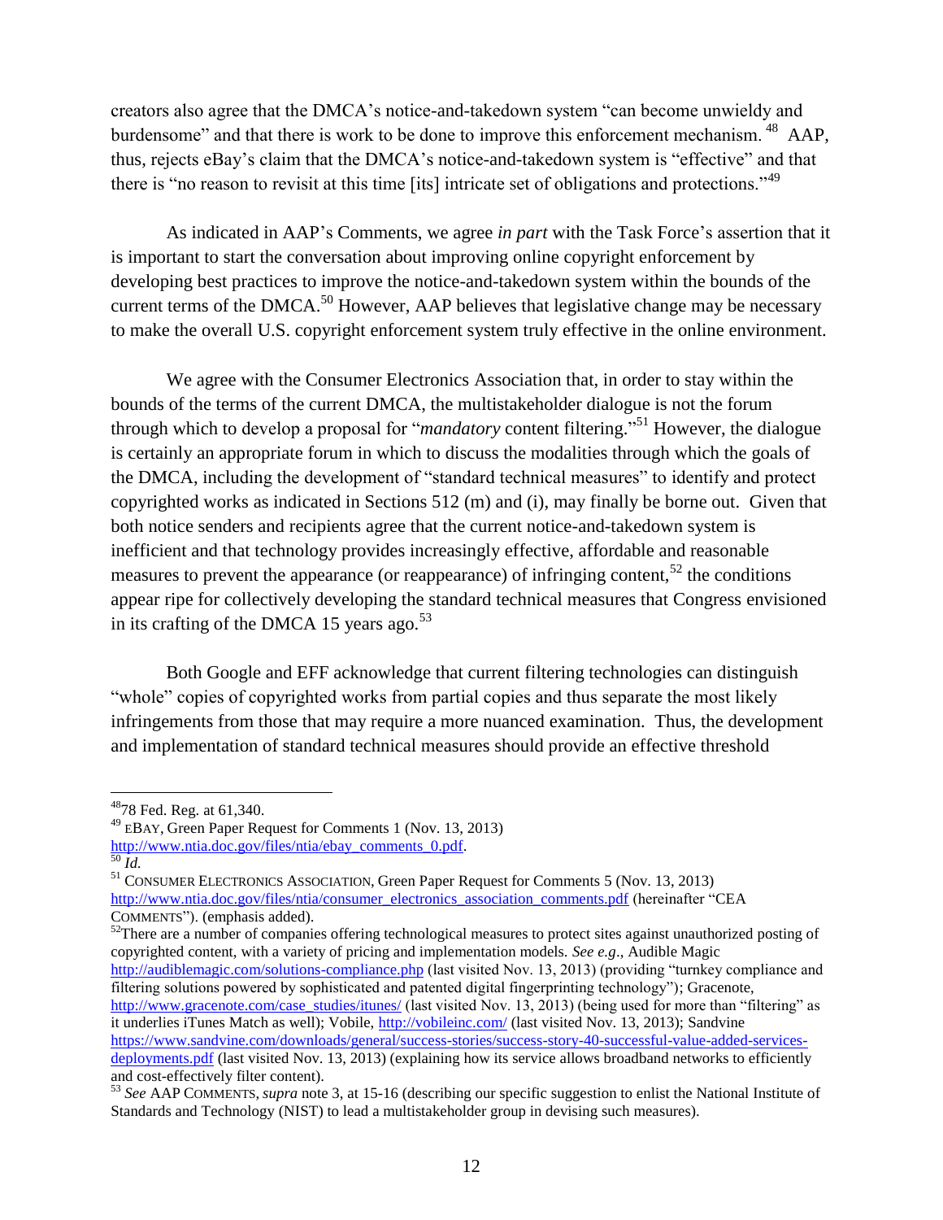creators also agree that the DMCA's notice-and-takedown system "can become unwieldy and burdensome" and that there is work to be done to improve this enforcement mechanism.[48] AAP, thus, rejects eBay's claim that the DMCA's notice-and-takedown system is "effective" and that there is "no reason to revisit at this time [its] intricate set of obligations and protections."[49]

As indicated in AAP's Comments, we agree *in part* with the Task Force's assertion that it is important to start the conversation about improving online copyright enforcement by developing best practices to improve the notice-and-takedown system within the bounds of the current terms of the DMCA.[50] However, AAP believes that legislative change may be necessary to make the overall U.S. copyright enforcement system truly effective in the online environment.

We agree with the Consumer Electronics Association that, in order to stay within the bounds of the terms of the current DMCA, the multistakeholder dialogue is not the forum through which to develop a proposal for "*mandatory* content filtering."[51] However, the dialogue is certainly an appropriate forum in which to discuss the modalities through which the goals of the DMCA, including the development of "standard technical measures" to identify and protect copyrighted works as indicated in Sections 512 (m) and (i), may finally be borne out. Given that both notice senders and recipients agree that the current notice-and-takedown system is inefficient and that technology provides increasingly effective, affordable and reasonable measures to prevent the appearance (or reappearance) of infringing content,[52] the conditions appear ripe for collectively developing the standard technical measures that Congress envisioned in its crafting of the DMCA 15 years ago.[53]

Both Google and EFF acknowledge that current filtering technologies can distinguish "whole" copies of copyrighted works from partial copies and thus separate the most likely infringements from those that may require a more nuanced examination. Thus, the development and implementation of standard technical measures should provide an effective threshold

---

[48] 78 Fed. Reg. at 61,340.

[49] EBAY, Green Paper Request for Comments 1 (Nov. 13, 2013) http://www.ntia.doc.gov/files/ntia/ebay_comments_0.pdf.

[50] *Id.*

[51] CONSUMER ELECTRONICS ASSOCIATION, Green Paper Request for Comments 5 (Nov. 13, 2013) http://www.ntia.doc.gov/files/ntia/consumer_electronics_association_comments.pdf (hereinafter "CEA COMMENTS"). (emphasis added).

[52] There are a number of companies offering technological measures to protect sites against unauthorized posting of copyrighted content, with a variety of pricing and implementation models. *See e.g*., Audible Magic http://audiblemagic.com/solutions-compliance.php (last visited Nov. 13, 2013) (providing "turnkey compliance and filtering solutions powered by sophisticated and patented digital fingerprinting technology"); Gracenote, http://www.gracenote.com/case_studies/itunes/ (last visited Nov. 13, 2013) (being used for more than "filtering" as it underlies iTunes Match as well); Vobile, http://vobileinc.com/ (last visited Nov. 13, 2013); Sandvine https://www.sandvine.com/downloads/general/success-stories/success-story-40-successful-value-added-services-deployments.pdf (last visited Nov. 13, 2013) (explaining how its service allows broadband networks to efficiently and cost-effectively filter content).

[53] *See* AAP COMMENTS, *supra* note 3, at 15-16 (describing our specific suggestion to enlist the National Institute of Standards and Technology (NIST) to lead a multistakeholder group in devising such measures).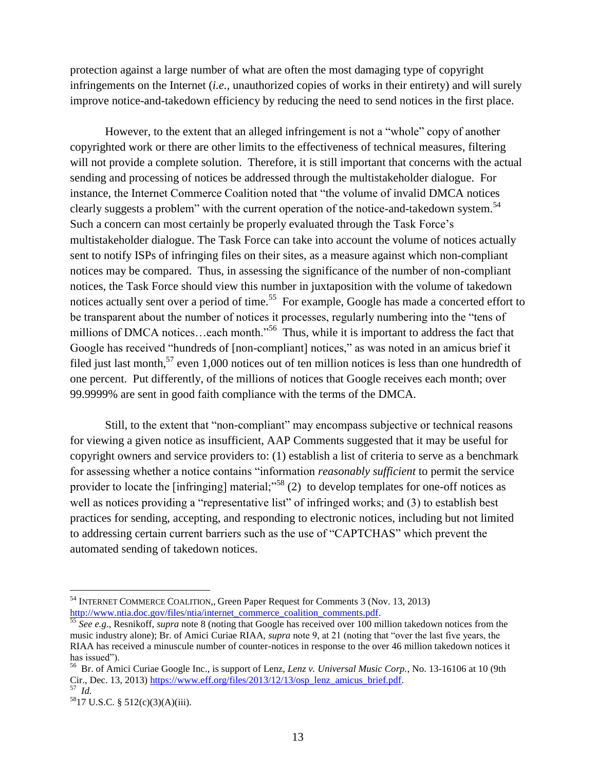protection against a large number of what are often the most damaging type of copyright infringements on the Internet (*i.e.,* unauthorized copies of works in their entirety) and will surely improve notice-and-takedown efficiency by reducing the need to send notices in the first place.

However, to the extent that an alleged infringement is not a "whole" copy of another copyrighted work or there are other limits to the effectiveness of technical measures, filtering will not provide a complete solution. Therefore, it is still important that concerns with the actual sending and processing of notices be addressed through the multistakeholder dialogue. For instance, the Internet Commerce Coalition noted that "the volume of invalid DMCA notices clearly suggests a problem" with the current operation of the notice-and-takedown system.[54] Such a concern can most certainly be properly evaluated through the Task Force's multistakeholder dialogue. The Task Force can take into account the volume of notices actually sent to notify ISPs of infringing files on their sites, as a measure against which non-compliant notices may be compared. Thus, in assessing the significance of the number of non-compliant notices, the Task Force should view this number in juxtaposition with the volume of takedown notices actually sent over a period of time.[55] For example, Google has made a concerted effort to be transparent about the number of notices it processes, regularly numbering into the "tens of millions of DMCA notices…each month."[56] Thus, while it is important to address the fact that Google has received "hundreds of [non-compliant] notices," as was noted in an amicus brief it filed just last month,[57] even 1,000 notices out of ten million notices is less than one hundredth of one percent. Put differently, of the millions of notices that Google receives each month; over 99.9999% are sent in good faith compliance with the terms of the DMCA.

Still, to the extent that "non-compliant" may encompass subjective or technical reasons for viewing a given notice as insufficient, AAP Comments suggested that it may be useful for copyright owners and service providers to: (1) establish a list of criteria to serve as a benchmark for assessing whether a notice contains "information *reasonably sufficient* to permit the service provider to locate the [infringing] material;"[58] (2) to develop templates for one-off notices as well as notices providing a "representative list" of infringed works; and (3) to establish best practices for sending, accepting, and responding to electronic notices, including but not limited to addressing certain current barriers such as the use of "CAPTCHAS" which prevent the automated sending of takedown notices.

---

[54] INTERNET COMMERCE COALITION,, Green Paper Request for Comments 3 (Nov. 13, 2013) http://www.ntia.doc.gov/files/ntia/internet_commerce_coalition_comments.pdf.

[55] *See e.g*., Resnikoff, *supra* note 8 (noting that Google has received over 100 million takedown notices from the music industry alone); Br. of Amici Curiae RIAA, *supra* note 9, at 21 (noting that "over the last five years, the RIAA has received a minuscule number of counter-notices in response to the over 46 million takedown notices it has issued").

[56] Br. of Amici Curiae Google Inc., is support of Lenz, *Lenz v. Universal Music Corp.*, No. 13-16106 at 10 (9th Cir., Dec. 13, 2013) https://www.eff.org/files/2013/12/13/osp_lenz_amicus_brief.pdf.

[57] *Id.*

[58] 17 U.S.C. § 512(c)(3)(A)(iii).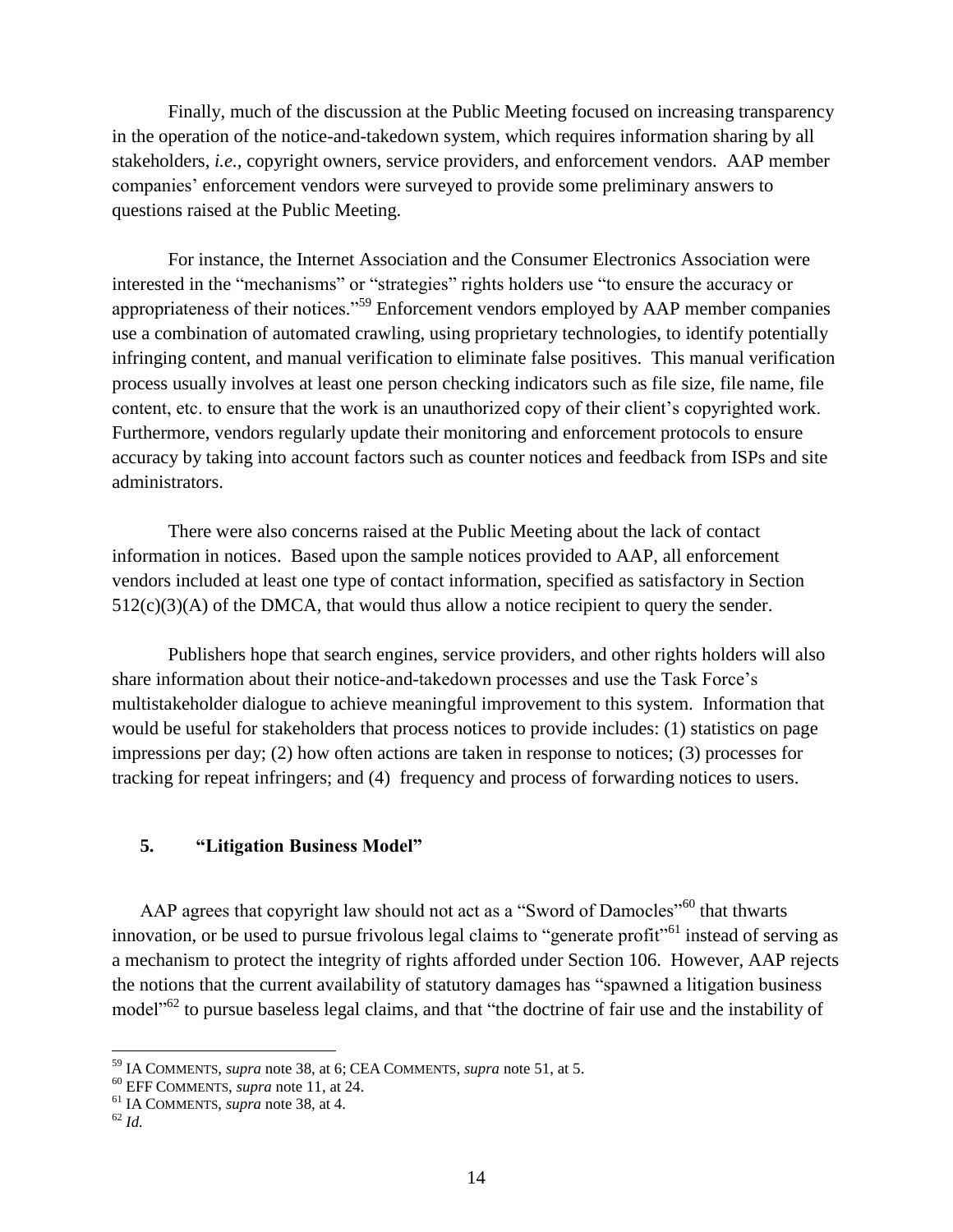Finally, much of the discussion at the Public Meeting focused on increasing transparency in the operation of the notice-and-takedown system, which requires information sharing by all stakeholders, *i.e.*, copyright owners, service providers, and enforcement vendors. AAP member companies' enforcement vendors were surveyed to provide some preliminary answers to questions raised at the Public Meeting.

For instance, the Internet Association and the Consumer Electronics Association were interested in the "mechanisms" or "strategies" rights holders use "to ensure the accuracy or appropriateness of their notices."[59] Enforcement vendors employed by AAP member companies use a combination of automated crawling, using proprietary technologies, to identify potentially infringing content, and manual verification to eliminate false positives. This manual verification process usually involves at least one person checking indicators such as file size, file name, file content, etc. to ensure that the work is an unauthorized copy of their client's copyrighted work. Furthermore, vendors regularly update their monitoring and enforcement protocols to ensure accuracy by taking into account factors such as counter notices and feedback from ISPs and site administrators.

There were also concerns raised at the Public Meeting about the lack of contact information in notices. Based upon the sample notices provided to AAP, all enforcement vendors included at least one type of contact information, specified as satisfactory in Section 512(c)(3)(A) of the DMCA, that would thus allow a notice recipient to query the sender.

Publishers hope that search engines, service providers, and other rights holders will also share information about their notice-and-takedown processes and use the Task Force's multistakeholder dialogue to achieve meaningful improvement to this system. Information that would be useful for stakeholders that process notices to provide includes: (1) statistics on page impressions per day; (2) how often actions are taken in response to notices; (3) processes for tracking for repeat infringers; and (4) frequency and process of forwarding notices to users.

### 5. "Litigation Business Model"

AAP agrees that copyright law should not act as a "Sword of Damocles"[60] that thwarts innovation, or be used to pursue frivolous legal claims to "generate profit"[61] instead of serving as a mechanism to protect the integrity of rights afforded under Section 106. However, AAP rejects the notions that the current availability of statutory damages has "spawned a litigation business model"[62] to pursue baseless legal claims, and that "the doctrine of fair use and the instability of

---

[59] IA COMMENTS, *supra* note 38, at 6; CEA COMMENTS, *supra* note 51, at 5.

[60] EFF COMMENTS, *supra* note 11, at 24.

[61] IA COMMENTS, *supra* note 38, at 4.

[62] *Id.*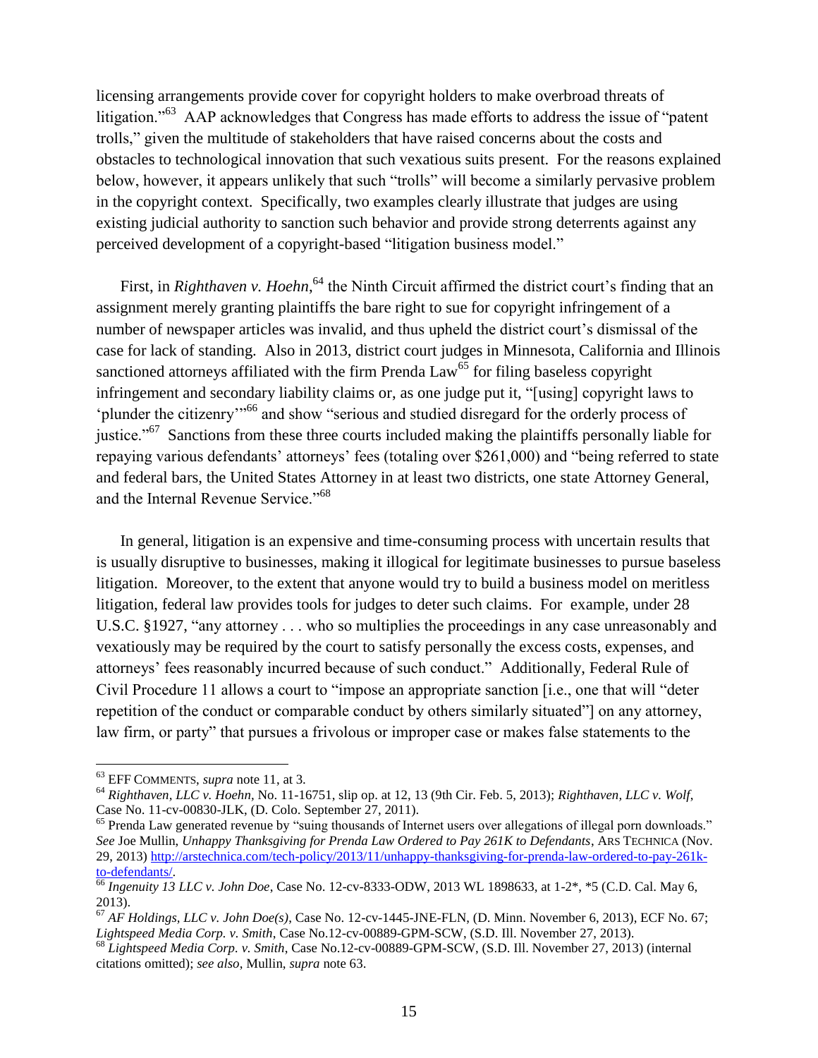licensing arrangements provide cover for copyright holders to make overbroad threats of litigation."[63] AAP acknowledges that Congress has made efforts to address the issue of "patent trolls," given the multitude of stakeholders that have raised concerns about the costs and obstacles to technological innovation that such vexatious suits present. For the reasons explained below, however, it appears unlikely that such "trolls" will become a similarly pervasive problem in the copyright context. Specifically, two examples clearly illustrate that judges are using existing judicial authority to sanction such behavior and provide strong deterrents against any perceived development of a copyright-based "litigation business model."

First, in *Righthaven v. Hoehn*,[64] the Ninth Circuit affirmed the district court's finding that an assignment merely granting plaintiffs the bare right to sue for copyright infringement of a number of newspaper articles was invalid, and thus upheld the district court's dismissal of the case for lack of standing. Also in 2013, district court judges in Minnesota, California and Illinois sanctioned attorneys affiliated with the firm Prenda Law[65] for filing baseless copyright infringement and secondary liability claims or, as one judge put it, "[using] copyright laws to 'plunder the citizenry'"[66] and show "serious and studied disregard for the orderly process of justice."[67] Sanctions from these three courts included making the plaintiffs personally liable for repaying various defendants' attorneys' fees (totaling over $261,000) and "being referred to state and federal bars, the United States Attorney in at least two districts, one state Attorney General, and the Internal Revenue Service."[68]

In general, litigation is an expensive and time-consuming process with uncertain results that is usually disruptive to businesses, making it illogical for legitimate businesses to pursue baseless litigation. Moreover, to the extent that anyone would try to build a business model on meritless litigation, federal law provides tools for judges to deter such claims. For example, under 28 U.S.C. §1927, "any attorney . . . who so multiplies the proceedings in any case unreasonably and vexatiously may be required by the court to satisfy personally the excess costs, expenses, and attorneys' fees reasonably incurred because of such conduct." Additionally, Federal Rule of Civil Procedure 11 allows a court to "impose an appropriate sanction [i.e., one that will "deter repetition of the conduct or comparable conduct by others similarly situated"] on any attorney, law firm, or party" that pursues a frivolous or improper case or makes false statements to the

---

[63] EFF COMMENTS, *supra* note 11, at 3.

[64] *Righthaven, LLC v. Hoehn*, No. 11-16751, slip op. at 12, 13 (9th Cir. Feb. 5, 2013); *Righthaven, LLC v. Wolf*, Case No. 11-cv-00830-JLK, (D. Colo. September 27, 2011).

[65] Prenda Law generated revenue by "suing thousands of Internet users over allegations of illegal porn downloads." *See* Joe Mullin, *Unhappy Thanksgiving for Prenda Law Ordered to Pay 261K to Defendants*, ARS TECHNICA (Nov. 29, 2013) http://arstechnica.com/tech-policy/2013/11/unhappy-thanksgiving-for-prenda-law-ordered-to-pay-261k-to-defendants/.

[66] *Ingenuity 13 LLC v. John Doe*, Case No. 12-cv-8333-ODW, 2013 WL 1898633, at 1-2*, *5 (C.D. Cal. May 6, 2013).

[67] *AF Holdings, LLC v. John Doe(s)*, Case No. 12-cv-1445-JNE-FLN, (D. Minn. November 6, 2013), ECF No. 67; *Lightspeed Media Corp. v. Smith*, Case No.12-cv-00889-GPM-SCW, (S.D. Ill. November 27, 2013).

[68] *Lightspeed Media Corp. v. Smith*, Case No.12-cv-00889-GPM-SCW, (S.D. Ill. November 27, 2013) (internal citations omitted); *see also*, Mullin, *supra* note 63.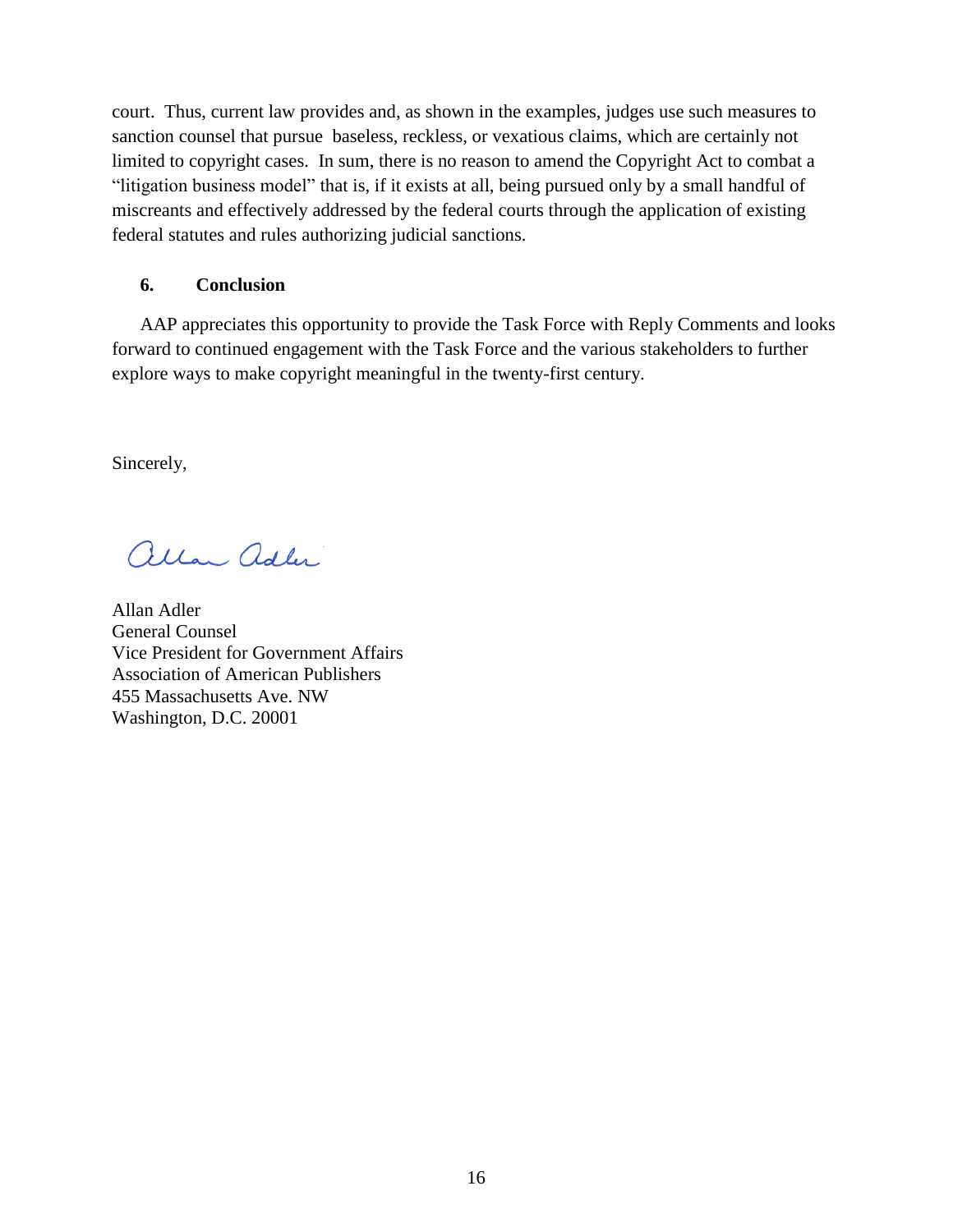court. Thus, current law provides and, as shown in the examples, judges use such measures to sanction counsel that pursue baseless, reckless, or vexatious claims, which are certainly not limited to copyright cases. In sum, there is no reason to amend the Copyright Act to combat a "litigation business model" that is, if it exists at all, being pursued only by a small handful of miscreants and effectively addressed by the federal courts through the application of existing federal statutes and rules authorizing judicial sanctions.

**6. Conclusion**

AAP appreciates this opportunity to provide the Task Force with Reply Comments and looks forward to continued engagement with the Task Force and the various stakeholders to further explore ways to make copyright meaningful in the twenty-first century.

Sincerely,

Allan Adler
General Counsel
Vice President for Government Affairs
Association of American Publishers
455 Massachusetts Ave. NW
Washington, D.C. 20001